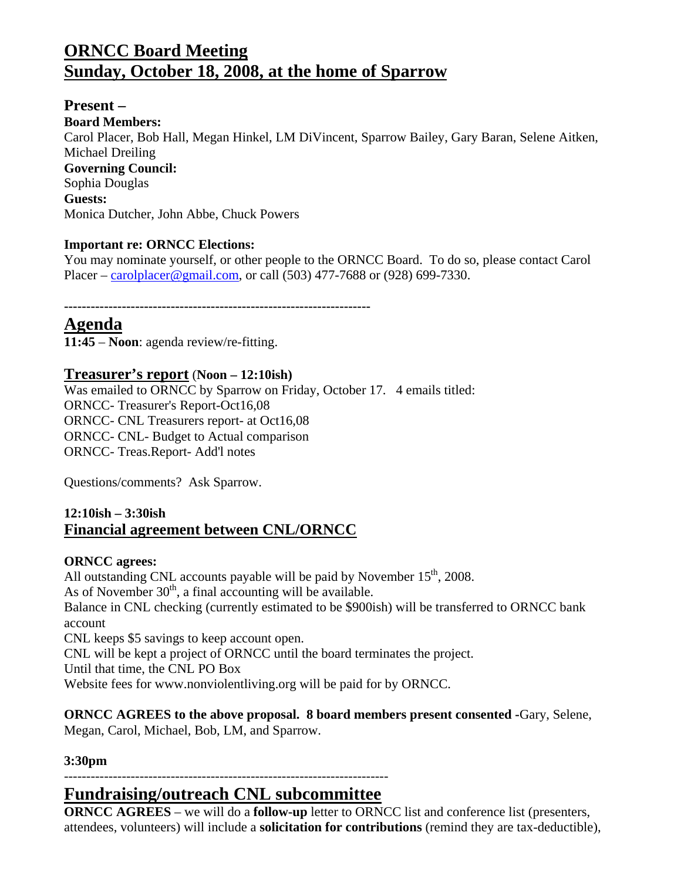# ORNCC Board Meeting
# Sunday, October 18, 2008, at the home of Sparrow

## Present –

**Board Members:**
Carol Placer, Bob Hall, Megan Hinkel, LM DiVincent, Sparrow Bailey, Gary Baran, Selene Aitken, Michael Dreiling

**Governing Council:**
Sophia Douglas

**Guests:**
Monica Dutcher, John Abbe, Chuck Powers

**Important re: ORNCC Elections:**
You may nominate yourself, or other people to the ORNCC Board. To do so, please contact Carol Placer – carolplacer@gmail.com, or call (503) 477-7688 or (928) 699-7330.

---

## Agenda

**11:45** – **Noon**: agenda review/re-fitting.

### Treasurer's report (Noon – 12:10ish)

Was emailed to ORNCC by Sparrow on Friday, October 17. 4 emails titled:
ORNCC- Treasurer's Report-Oct16,08
ORNCC- CNL Treasurers report- at Oct16,08
ORNCC- CNL- Budget to Actual comparison
ORNCC- Treas.Report- Add'l notes

Questions/comments? Ask Sparrow.

**12:10ish – 3:30ish**

### Financial agreement between CNL/ORNCC

**ORNCC agrees:**
All outstanding CNL accounts payable will be paid by November 15th, 2008.
As of November 30th, a final accounting will be available.
Balance in CNL checking (currently estimated to be $900ish) will be transferred to ORNCC bank account
CNL keeps $5 savings to keep account open.
CNL will be kept a project of ORNCC until the board terminates the project.
Until that time, the CNL PO Box
Website fees for www.nonviolentliving.org will be paid for by ORNCC.

**ORNCC AGREES to the above proposal. 8 board members present consented** -Gary, Selene, Megan, Carol, Michael, Bob, LM, and Sparrow.

**3:30pm**

---

## Fundraising/outreach CNL subcommittee

**ORNCC AGREES** – we will do a **follow-up** letter to ORNCC list and conference list (presenters, attendees, volunteers) will include a **solicitation for contributions** (remind they are tax-deductible),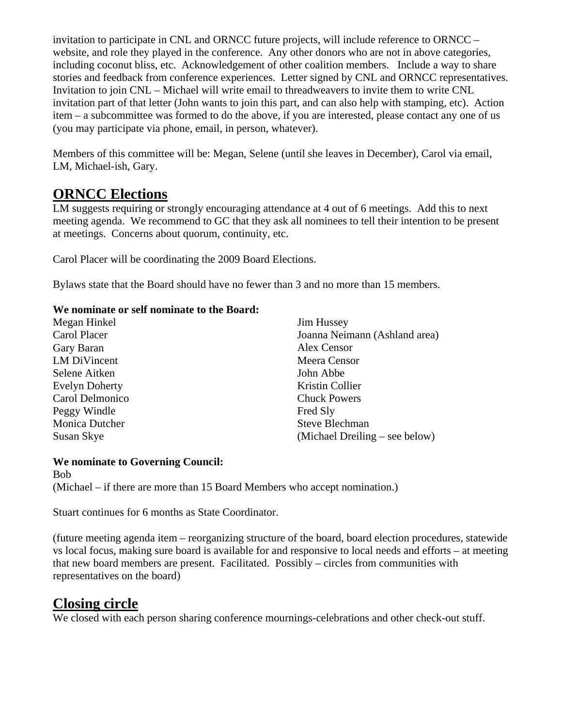invitation to participate in CNL and ORNCC future projects, will include reference to ORNCC – website, and role they played in the conference. Any other donors who are not in above categories, including coconut bliss, etc. Acknowledgement of other coalition members. Include a way to share stories and feedback from conference experiences. Letter signed by CNL and ORNCC representatives. Invitation to join CNL – Michael will write email to threadweavers to invite them to write CNL invitation part of that letter (John wants to join this part, and can also help with stamping, etc). Action item – a subcommittee was formed to do the above, if you are interested, please contact any one of us (you may participate via phone, email, in person, whatever).

Members of this committee will be: Megan, Selene (until she leaves in December), Carol via email, LM, Michael-ish, Gary.

## ORNCC Elections

LM suggests requiring or strongly encouraging attendance at 4 out of 6 meetings. Add this to next meeting agenda. We recommend to GC that they ask all nominees to tell their intention to be present at meetings. Concerns about quorum, continuity, etc.

Carol Placer will be coordinating the 2009 Board Elections.

Bylaws state that the Board should have no fewer than 3 and no more than 15 members.

**We nominate or self nominate to the Board:**

Megan Hinkel
Carol Placer
Gary Baran
LM DiVincent
Selene Aitken
Evelyn Doherty
Carol Delmonico
Peggy Windle
Monica Dutcher
Susan Skye
Jim Hussey
Joanna Neimann (Ashland area)
Alex Censor
Meera Censor
John Abbe
Kristin Collier
Chuck Powers
Fred Sly
Steve Blechman
(Michael Dreiling – see below)

**We nominate to Governing Council:**

Bob
(Michael – if there are more than 15 Board Members who accept nomination.)

Stuart continues for 6 months as State Coordinator.

(future meeting agenda item – reorganizing structure of the board, board election procedures, statewide vs local focus, making sure board is available for and responsive to local needs and efforts – at meeting that new board members are present. Facilitated. Possibly – circles from communities with representatives on the board)

## Closing circle

We closed with each person sharing conference mournings-celebrations and other check-out stuff.